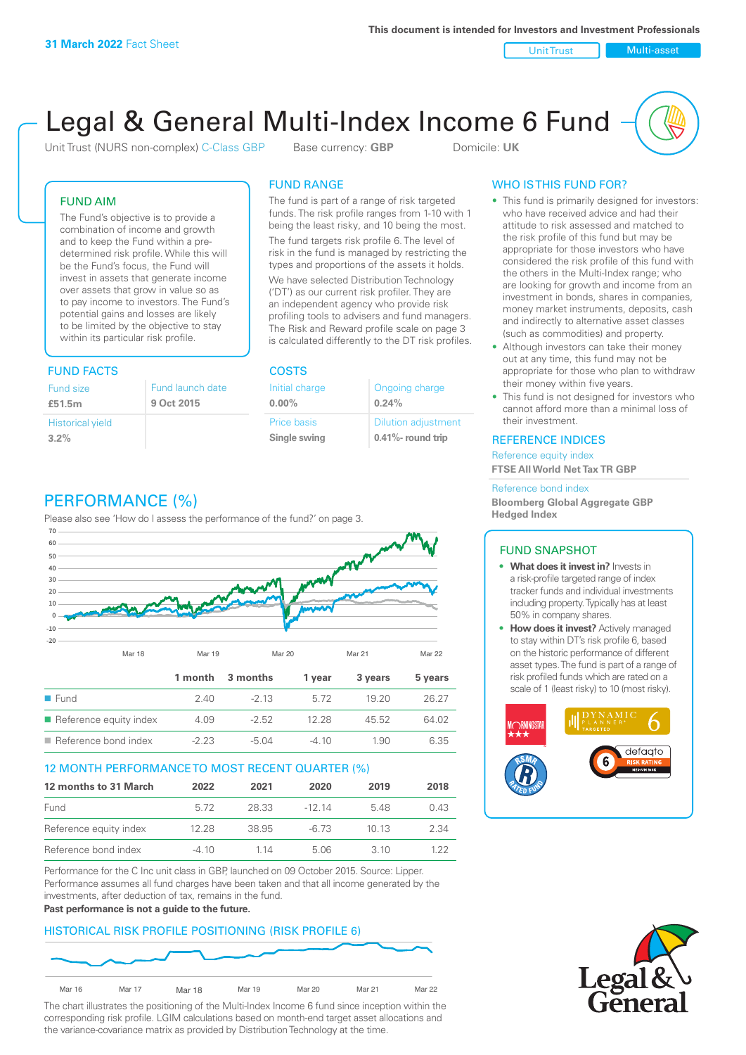**31 March 2022** Fact Sheet

This document is intended for Investors and Investment Professionals

Unit Trust | Multi-asset

# Legal & General Multi-Index Income 6 Fund

Unit Trust (NURS non-complex) C-Class GBP   Base currency: **GBP**   Domicile: **UK**

## FUND AIM

The Fund's objective is to provide a combination of income and growth and to keep the Fund within a pre-determined risk profile. While this will be the Fund's focus, the Fund will invest in assets that generate income over assets that grow in value so as to pay income to investors. The Fund's potential gains and losses are likely to be limited by the objective to stay within its particular risk profile.

## FUND FACTS

| Fund size | Fund launch date |
|---|---|
| **£51.5m** | **9 Oct 2015** |
| Historical yield | |
| **3.2%** | |

## FUND RANGE

The fund is part of a range of risk targeted funds. The risk profile ranges from 1-10 with 1 being the least risky, and 10 being the most.

The fund targets risk profile 6. The level of risk in the fund is managed by restricting the types and proportions of the assets it holds.

We have selected Distribution Technology ('DT') as our current risk profiler. They are an independent agency who provide risk profiling tools to advisers and fund managers. The Risk and Reward profile scale on page 3 is calculated differently to the DT risk profiles.

## COSTS

| Initial charge | Ongoing charge |
|---|---|
| **0.00%** | **0.24%** |
| Price basis | Dilution adjustment |
| **Single swing** | **0.41%- round trip** |

## WHO IS THIS FUND FOR?

- This fund is primarily designed for investors: who have received advice and had their attitude to risk assessed and matched to the risk profile of this fund but may be appropriate for those investors who have considered the risk profile of this fund with the others in the Multi-Index range; who are looking for growth and income from an investment in bonds, shares in companies, money market instruments, deposits, cash and indirectly to alternative asset classes (such as commodities) and property.
- Although investors can take their money out at any time, this fund may not be appropriate for those who plan to withdraw their money within five years.
- This fund is not designed for investors who cannot afford more than a minimal loss of their investment.

## REFERENCE INDICES

Reference equity index
**FTSE All World Net Tax TR GBP**

Reference bond index
**Bloomberg Global Aggregate GBP Hedged Index**

## FUND SNAPSHOT

- **What does it invest in?** Invests in a risk-profile targeted range of index tracker funds and individual investments including property. Typically has at least 50% in company shares.
- **How does it invest?** Actively managed to stay within DT's risk profile 6, based on the historic performance of different asset types. The fund is part of a range of risk profiled funds which are rated on a scale of 1 (least risky) to 10 (most risky).

## PERFORMANCE (%)

Please also see 'How do I assess the performance of the fund?' on page 3.

| | 1 month | 3 months | 1 year | 3 years | 5 years |
|---|---|---|---|---|---|
| Fund | 2.40 | -2.13 | 5.72 | 19.20 | 26.27 |
| Reference equity index | 4.09 | -2.52 | 12.28 | 45.52 | 64.02 |
| Reference bond index | -2.23 | -5.04 | -4.10 | 1.90 | 6.35 |

## 12 MONTH PERFORMANCE TO MOST RECENT QUARTER (%)

| 12 months to 31 March | 2022 | 2021 | 2020 | 2019 | 2018 |
|---|---|---|---|---|---|
| Fund | 5.72 | 28.33 | -12.14 | 5.48 | 0.43 |
| Reference equity index | 12.28 | 38.95 | -6.73 | 10.13 | 2.34 |
| Reference bond index | -4.10 | 1.14 | 5.06 | 3.10 | 1.22 |

Performance for the C Inc unit class in GBP, launched on 09 October 2015. Source: Lipper. Performance assumes all fund charges have been taken and that all income generated by the investments, after deduction of tax, remains in the fund.

**Past performance is not a guide to the future.**

## HISTORICAL RISK PROFILE POSITIONING (RISK PROFILE 6)

The chart illustrates the positioning of the Multi-Index Income 6 fund since inception within the corresponding risk profile. LGIM calculations based on month-end target asset allocations and the variance-covariance matrix as provided by Distribution Technology at the time.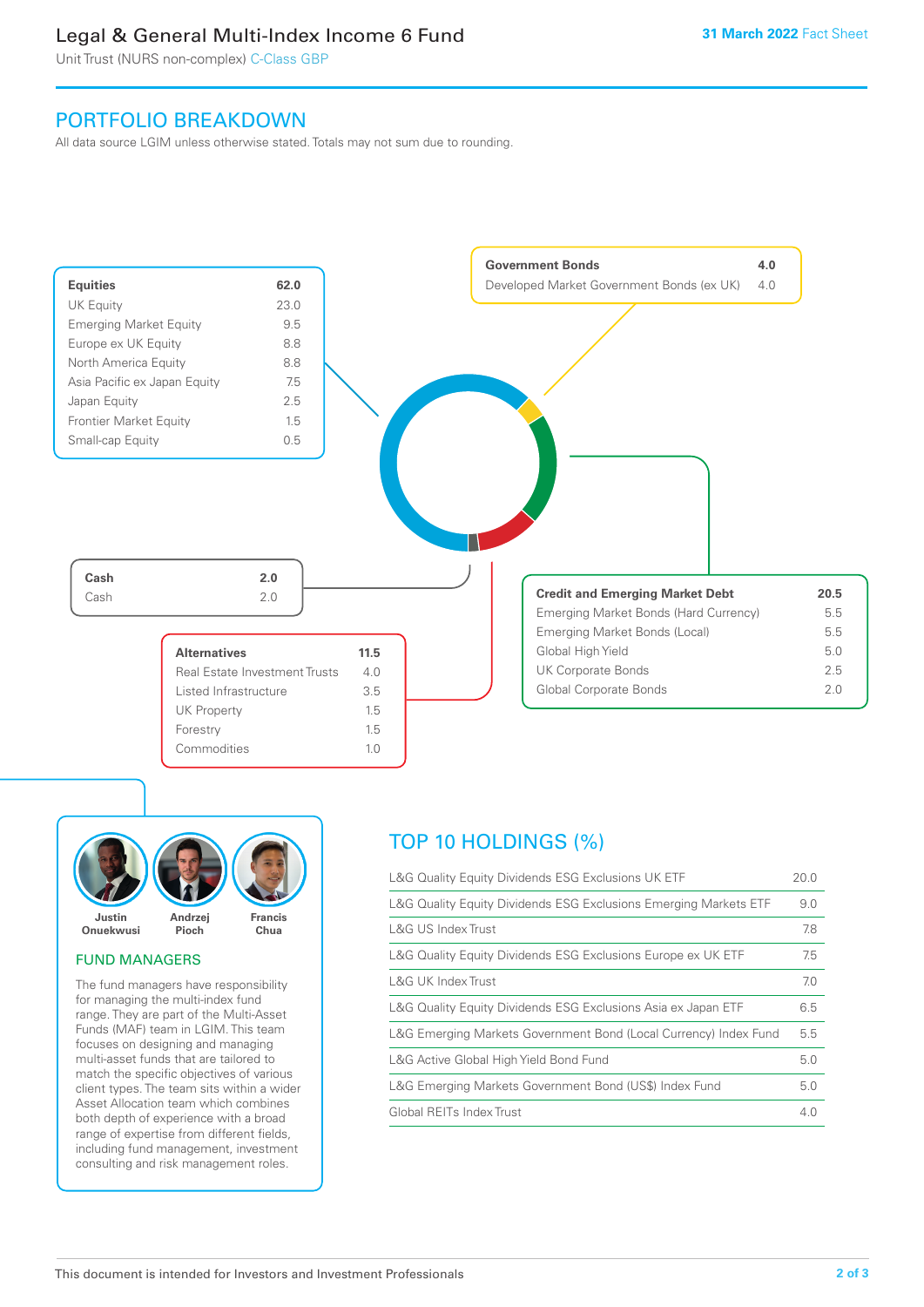# Legal & General Multi-Index Income 6 Fund

Unit Trust (NURS non-complex) C-Class GBP

**31 March 2022** Fact Sheet

## PORTFOLIO BREAKDOWN

All data source LGIM unless otherwise stated. Totals may not sum due to rounding.

| Equities | 62.0 |
|---|---|
| UK Equity | 23.0 |
| Emerging Market Equity | 9.5 |
| Europe ex UK Equity | 8.8 |
| North America Equity | 8.8 |
| Asia Pacific ex Japan Equity | 7.5 |
| Japan Equity | 2.5 |
| Frontier Market Equity | 1.5 |
| Small-cap Equity | 0.5 |

| Government Bonds | 4.0 |
|---|---|
| Developed Market Government Bonds (ex UK) | 4.0 |

| Cash | 2.0 |
|---|---|
| Cash | 2.0 |

| Credit and Emerging Market Debt | 20.5 |
|---|---|
| Emerging Market Bonds (Hard Currency) | 5.5 |
| Emerging Market Bonds (Local) | 5.5 |
| Global High Yield | 5.0 |
| UK Corporate Bonds | 2.5 |
| Global Corporate Bonds | 2.0 |

| Alternatives | 11.5 |
|---|---|
| Real Estate Investment Trusts | 4.0 |
| Listed Infrastructure | 3.5 |
| UK Property | 1.5 |
| Forestry | 1.5 |
| Commodities | 1.0 |

Justin Onuekwusi, Andrzej Pioch, Francis Chua

### FUND MANAGERS

The fund managers have responsibility for managing the multi-index fund range. They are part of the Multi-Asset Funds (MAF) team in LGIM. This team focuses on designing and managing multi-asset funds that are tailored to match the specific objectives of various client types. The team sits within a wider Asset Allocation team which combines both depth of experience with a broad range of expertise from different fields, including fund management, investment consulting and risk management roles.

## TOP 10 HOLDINGS (%)

| Holding | % |
|---|---|
| L&G Quality Equity Dividends ESG Exclusions UK ETF | 20.0 |
| L&G Quality Equity Dividends ESG Exclusions Emerging Markets ETF | 9.0 |
| L&G US Index Trust | 7.8 |
| L&G Quality Equity Dividends ESG Exclusions Europe ex UK ETF | 7.5 |
| L&G UK Index Trust | 7.0 |
| L&G Quality Equity Dividends ESG Exclusions Asia ex Japan ETF | 6.5 |
| L&G Emerging Markets Government Bond (Local Currency) Index Fund | 5.5 |
| L&G Active Global High Yield Bond Fund | 5.0 |
| L&G Emerging Markets Government Bond (US$) Index Fund | 5.0 |
| Global REITs Index Trust | 4.0 |

This document is intended for Investors and Investment Professionals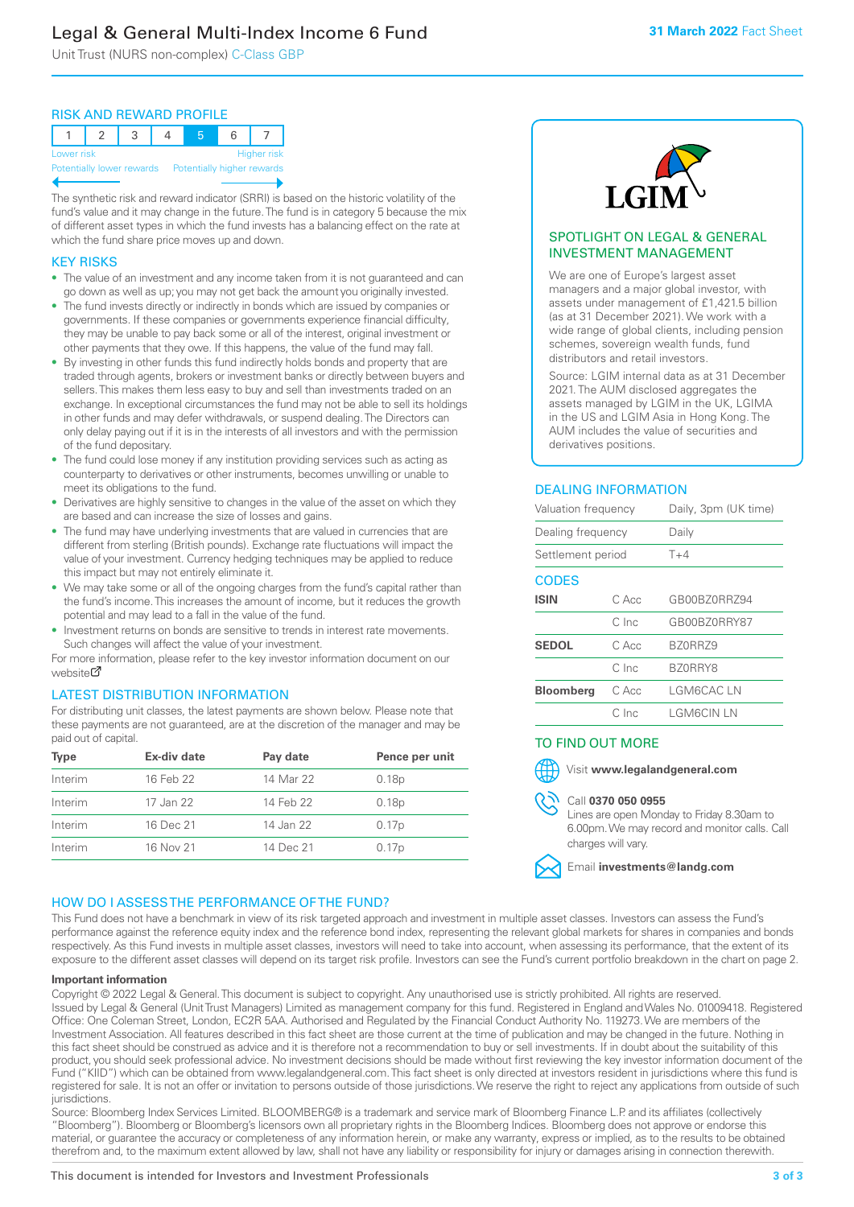# Legal & General Multi-Index Income 6 Fund

Unit Trust (NURS non-complex) C-Class GBP

**31 March 2022** Fact Sheet

## RISK AND REWARD PROFILE

| 1 | 2 | 3 | 4 | 5 | 6 | 7 |
|---|---|---|---|---|---|---|

Lower risk — Higher risk

Potentially lower rewards — Potentially higher rewards

The synthetic risk and reward indicator (SRRI) is based on the historic volatility of the fund's value and it may change in the future. The fund is in category 5 because the mix of different asset types in which the fund invests has a balancing effect on the rate at which the fund share price moves up and down.

## KEY RISKS

- The value of an investment and any income taken from it is not guaranteed and can go down as well as up; you may not get back the amount you originally invested.
- The fund invests directly or indirectly in bonds which are issued by companies or governments. If these companies or governments experience financial difficulty, they may be unable to pay back some or all of the interest, original investment or other payments that they owe. If this happens, the value of the fund may fall.
- By investing in other funds this fund indirectly holds bonds and property that are traded through agents, brokers or investment banks or directly between buyers and sellers. This makes them less easy to buy and sell than investments traded on an exchange. In exceptional circumstances the fund may not be able to sell its holdings in other funds and may defer withdrawals, or suspend dealing. The Directors can only delay paying out if it is in the interests of all investors and with the permission of the fund depositary.
- The fund could lose money if any institution providing services such as acting as counterparty to derivatives or other instruments, becomes unwilling or unable to meet its obligations to the fund.
- Derivatives are highly sensitive to changes in the value of the asset on which they are based and can increase the size of losses and gains.
- The fund may have underlying investments that are valued in currencies that are different from sterling (British pounds). Exchange rate fluctuations will impact the value of your investment. Currency hedging techniques may be applied to reduce this impact but may not entirely eliminate it.
- We may take some or all of the ongoing charges from the fund's capital rather than the fund's income. This increases the amount of income, but it reduces the growth potential and may lead to a fall in the value of the fund.
- Investment returns on bonds are sensitive to trends in interest rate movements. Such changes will affect the value of your investment.

For more information, please refer to the key investor information document on our website

## LATEST DISTRIBUTION INFORMATION

For distributing unit classes, the latest payments are shown below. Please note that these payments are not guaranteed, are at the discretion of the manager and may be paid out of capital.

| Type | Ex-div date | Pay date | Pence per unit |
|---|---|---|---|
| Interim | 16 Feb 22 | 14 Mar 22 | 0.18p |
| Interim | 17 Jan 22 | 14 Feb 22 | 0.18p |
| Interim | 16 Dec 21 | 14 Jan 22 | 0.17p |
| Interim | 16 Nov 21 | 14 Dec 21 | 0.17p |

## SPOTLIGHT ON LEGAL & GENERAL INVESTMENT MANAGEMENT

We are one of Europe's largest asset managers and a major global investor, with assets under management of £1,421.5 billion (as at 31 December 2021). We work with a wide range of global clients, including pension schemes, sovereign wealth funds, fund distributors and retail investors.

Source: LGIM internal data as at 31 December 2021. The AUM disclosed aggregates the assets managed by LGIM in the UK, LGIMA in the US and LGIM Asia in Hong Kong. The AUM includes the value of securities and derivatives positions.

## DEALING INFORMATION

| | |
|---|---|
| Valuation frequency | Daily, 3pm (UK time) |
| Dealing frequency | Daily |
| Settlement period | T+4 |

## CODES

| | | |
|---|---|---|
| **ISIN** | C Acc | GB00BZ0RRZ94 |
| | C Inc | GB00BZ0RRY87 |
| **SEDOL** | C Acc | BZ0RRZ9 |
| | C Inc | BZ0RRY8 |
| **Bloomberg** | C Acc | LGM6CAC LN |
| | C Inc | LGM6CIN LN |

## TO FIND OUT MORE

Visit **www.legalandgeneral.com**

Call **0370 050 0955**
Lines are open Monday to Friday 8.30am to 6.00pm. We may record and monitor calls. Call charges will vary.

Email **investments@landg.com**

## HOW DO I ASSESS THE PERFORMANCE OF THE FUND?

This Fund does not have a benchmark in view of its risk targeted approach and investment in multiple asset classes. Investors can assess the Fund's performance against the reference equity index and the reference bond index, representing the relevant global markets for shares in companies and bonds respectively. As this Fund invests in multiple asset classes, investors will need to take into account, when assessing its performance, that the extent of its exposure to the different asset classes will depend on its target risk profile. Investors can see the Fund's current portfolio breakdown in the chart on page 2.

**Important information**

Copyright © 2022 Legal & General. This document is subject to copyright. Any unauthorised use is strictly prohibited. All rights are reserved.

Issued by Legal & General (Unit Trust Managers) Limited as management company for this fund. Registered in England and Wales No. 01009418. Registered Office: One Coleman Street, London, EC2R 5AA. Authorised and Regulated by the Financial Conduct Authority No. 119273. We are members of the Investment Association. All features described in this fact sheet are those current at the time of publication and may be changed in the future. Nothing in this fact sheet should be construed as advice and it is therefore not a recommendation to buy or sell investments. If in doubt about the suitability of this product, you should seek professional advice. No investment decisions should be made without first reviewing the key investor information document of the Fund ("KIID") which can be obtained from www.legalandgeneral.com. This fact sheet is only directed at investors resident in jurisdictions where this fund is registered for sale. It is not an offer or invitation to persons outside of those jurisdictions. We reserve the right to reject any applications from outside of such jurisdictions.

Source: Bloomberg Index Services Limited. BLOOMBERG® is a trademark and service mark of Bloomberg Finance L.P. and its affiliates (collectively "Bloomberg"). Bloomberg or Bloomberg's licensors own all proprietary rights in the Bloomberg Indices. Bloomberg does not approve or endorse this material, or guarantee the accuracy or completeness of any information herein, or make any warranty, express or implied, as to the results to be obtained therefrom and, to the maximum extent allowed by law, shall not have any liability or responsibility for injury or damages arising in connection therewith.

This document is intended for Investors and Investment Professionals